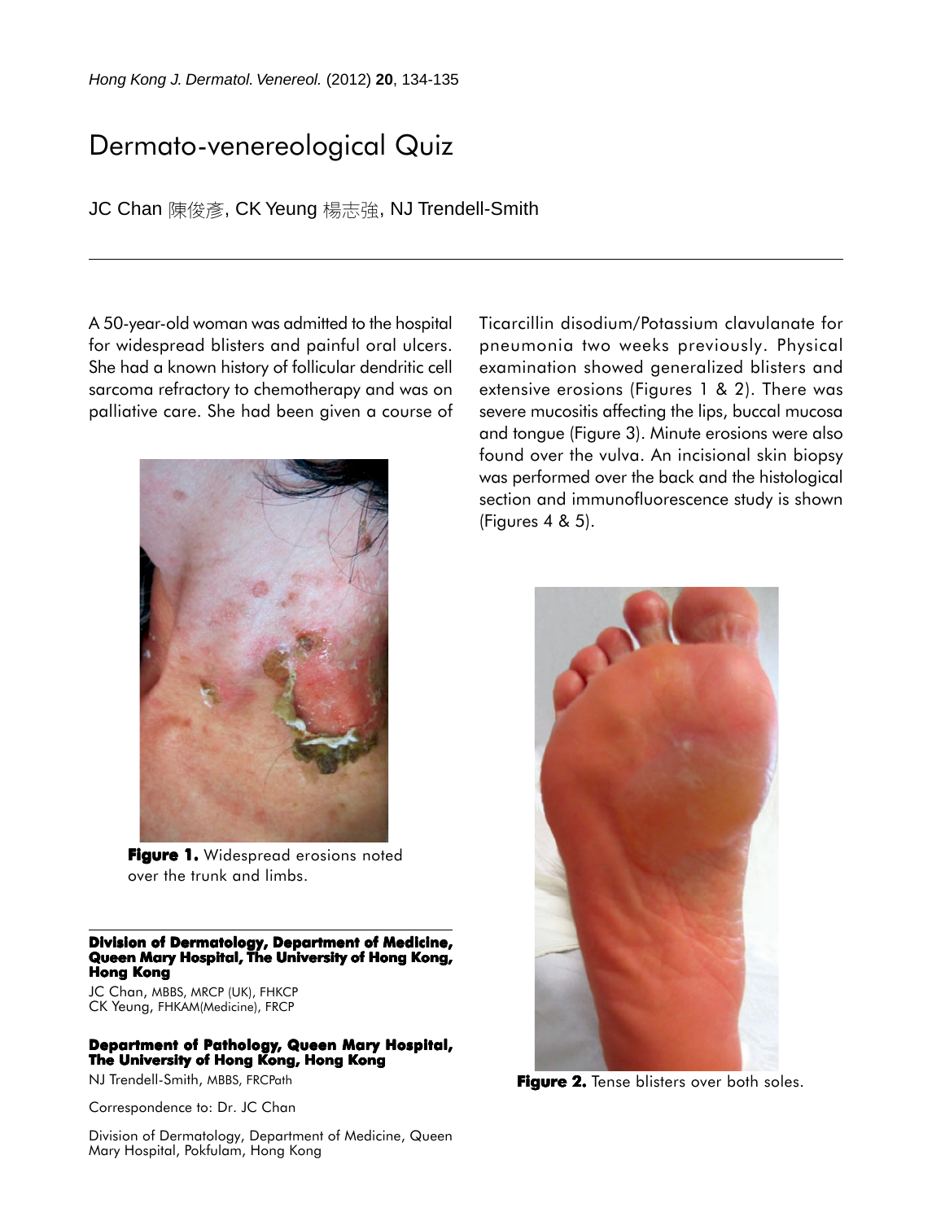# Dermato-venereological Quiz

JC Chan 陳俊彥, CK Yeung 楊志強, NJ Trendell-Smith

A 50-year-old woman was admitted to the hospital for widespread blisters and painful oral ulcers. She had a known history of follicular dendritic cell sarcoma refractory to chemotherapy and was on palliative care. She had been given a course of Ticarcillin disodium/Potassium clavulanate for pneumonia two weeks previously. Physical examination showed generalized blisters and extensive erosions (Figures 1 & 2). There was severe mucositis affecting the lips, buccal mucosa and tongue (Figure 3). Minute erosions were also found over the vulva. An incisional skin biopsy was performed over the back and the histological section and immunofluorescence study is shown (Figures 4 & 5).

**Figure 1.** Widespread erosions noted over the trunk and limbs.

**Figure 2.** Tense blisters over both soles.

**Division of Dermatology, Department of Medicine, Queen Mary Hospital, The University of Hong Kong, Hong Kong**

JC Chan, MBBS, MRCP (UK), FHKCP
CK Yeung, FHKAM(Medicine), FRCP

**Department of Pathology, Queen Mary Hospital, The University of Hong Kong, Hong Kong**

NJ Trendell-Smith, MBBS, FRCPath

Correspondence to: Dr. JC Chan

Division of Dermatology, Department of Medicine, Queen Mary Hospital, Pokfulam, Hong Kong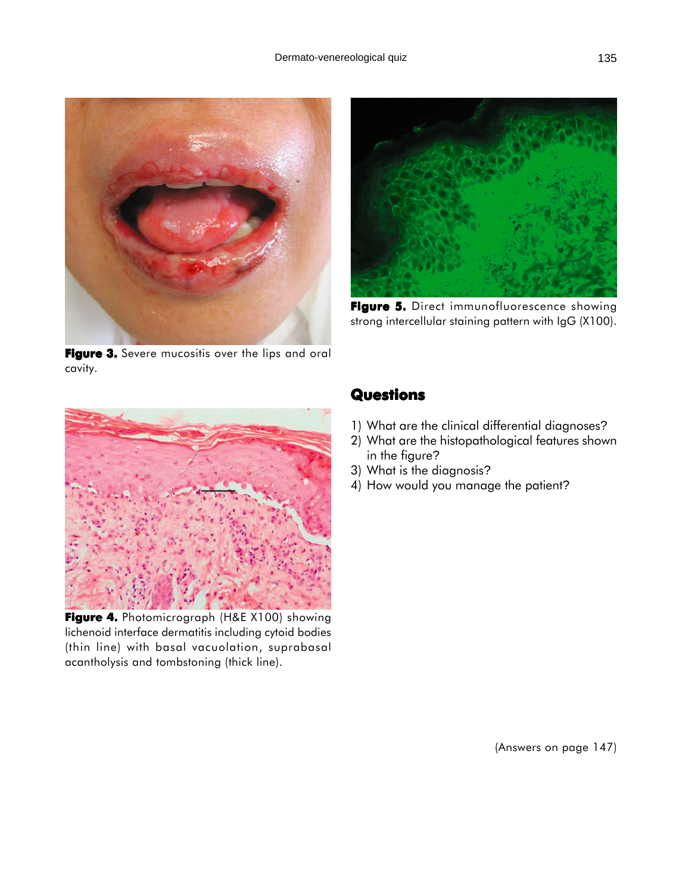Figure 3. Severe mucositis over the lips and oral cavity.

Figure 5. Direct immunofluorescence showing strong intercellular staining pattern with IgG (X100).

Figure 4. Photomicrograph (H&E X100) showing lichenoid interface dermatitis including cytoid bodies (thin line) with basal vacuolation, suprabasal acantholysis and tombstoning (thick line).

## Questions

1) What are the clinical differential diagnoses?
2) What are the histopathological features shown in the figure?
3) What is the diagnosis?
4) How would you manage the patient?

(Answers on page 147)